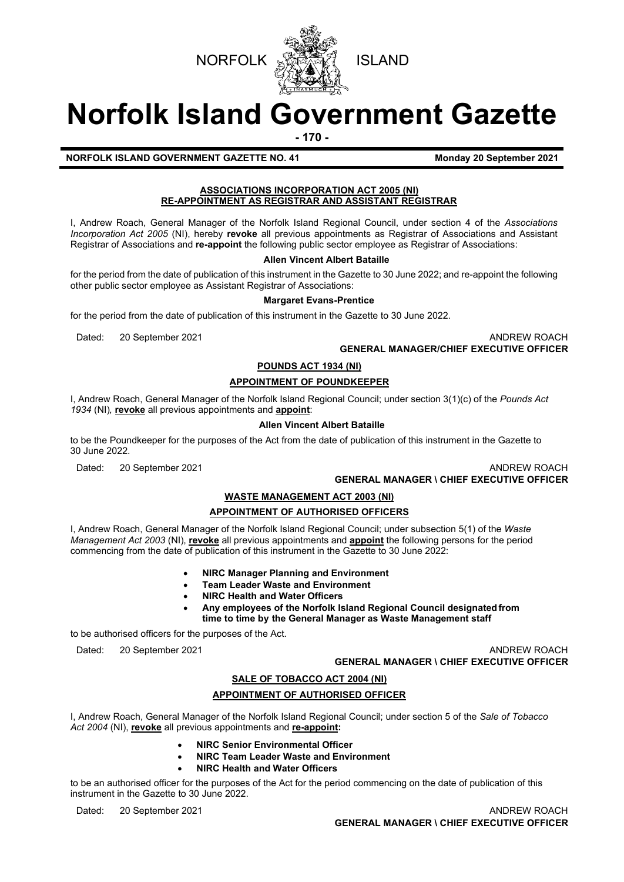NORFOLK ISLAND

# Norfolk Island Government Gazette

**NORFOLK ISLAND GOVERNMENT GAZETTE NO. 41** **Monday 20 September 2021**

## ASSOCIATIONS INCORPORATION ACT 2005 (NI)
## RE-APPOINTMENT AS REGISTRAR AND ASSISTANT REGISTRAR

I, Andrew Roach, General Manager of the Norfolk Island Regional Council, under section 4 of the *Associations Incorporation Act 2005* (NI), hereby **revoke** all previous appointments as Registrar of Associations and Assistant Registrar of Associations and **re-appoint** the following public sector employee as Registrar of Associations:

**Allen Vincent Albert Bataille**

for the period from the date of publication of this instrument in the Gazette to 30 June 2022; and re-appoint the following other public sector employee as Assistant Registrar of Associations:

**Margaret Evans-Prentice**

for the period from the date of publication of this instrument in the Gazette to 30 June 2022.

Dated: 20 September 2021

ANDREW ROACH
**GENERAL MANAGER/CHIEF EXECUTIVE OFFICER**

## POUNDS ACT 1934 (NI)
## APPOINTMENT OF POUNDKEEPER

I, Andrew Roach, General Manager of the Norfolk Island Regional Council; under section 3(1)(c) of the *Pounds Act 1934* (NI)*,* **revoke** all previous appointments and **appoint**:

**Allen Vincent Albert Bataille**

to be the Poundkeeper for the purposes of the Act from the date of publication of this instrument in the Gazette to 30 June 2022.

Dated: 20 September 2021

ANDREW ROACH
**GENERAL MANAGER \ CHIEF EXECUTIVE OFFICER**

## WASTE MANAGEMENT ACT 2003 (NI)
## APPOINTMENT OF AUTHORISED OFFICERS

I, Andrew Roach, General Manager of the Norfolk Island Regional Council; under subsection 5(1) of the *Waste Management Act 2003* (NI), **revoke** all previous appointments and **appoint** the following persons for the period commencing from the date of publication of this instrument in the Gazette to 30 June 2022:

- **NIRC Manager Planning and Environment**
- **Team Leader Waste and Environment**
- **NIRC Health and Water Officers**
- **Any employees of the Norfolk Island Regional Council designated from time to time by the General Manager as Waste Management staff**

to be authorised officers for the purposes of the Act.

Dated: 20 September 2021

ANDREW ROACH
**GENERAL MANAGER \ CHIEF EXECUTIVE OFFICER**

## SALE OF TOBACCO ACT 2004 (NI)
## APPOINTMENT OF AUTHORISED OFFICER

I, Andrew Roach, General Manager of the Norfolk Island Regional Council; under section 5 of the *Sale of Tobacco Act 2004* (NI), **revoke** all previous appointments and **re-appoint:**

- **NIRC Senior Environmental Officer**
- **NIRC Team Leader Waste and Environment**
- **NIRC Health and Water Officers**

to be an authorised officer for the purposes of the Act for the period commencing on the date of publication of this instrument in the Gazette to 30 June 2022.

Dated: 20 September 2021

ANDREW ROACH
**GENERAL MANAGER \ CHIEF EXECUTIVE OFFICER**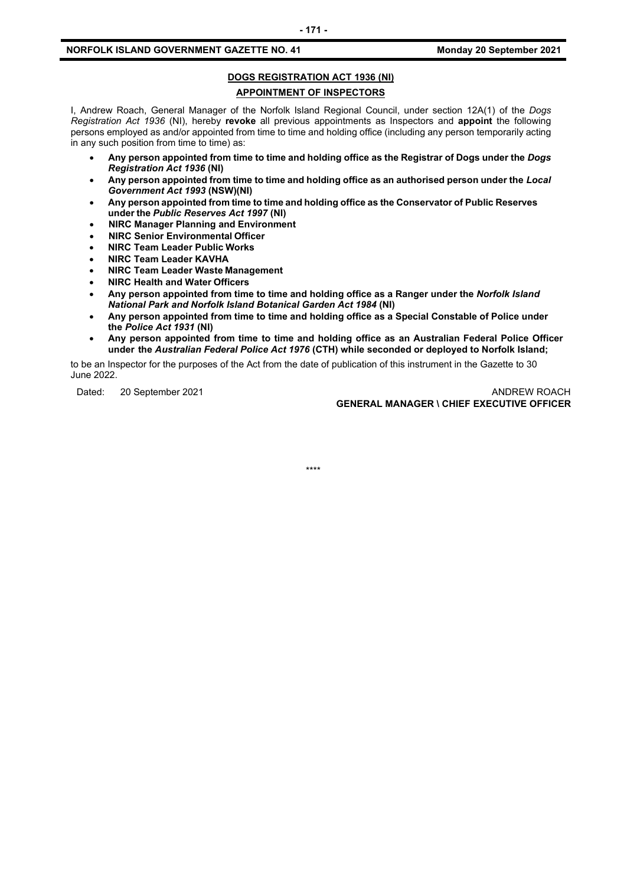## DOGS REGISTRATION ACT 1936 (NI)

## APPOINTMENT OF INSPECTORS

I, Andrew Roach, General Manager of the Norfolk Island Regional Council, under section 12A(1) of the *Dogs Registration Act 1936* (NI), hereby **revoke** all previous appointments as Inspectors and **appoint** the following persons employed as and/or appointed from time to time and holding office (including any person temporarily acting in any such position from time to time) as:

- **Any person appointed from time to time and holding office as the Registrar of Dogs under the *Dogs Registration Act 1936* (NI)**
- **Any person appointed from time to time and holding office as an authorised person under the *Local Government Act 1993* (NSW)(NI)**
- **Any person appointed from time to time and holding office as the Conservator of Public Reserves under the *Public Reserves Act 1997* (NI)**
- **NIRC Manager Planning and Environment**
- **NIRC Senior Environmental Officer**
- **NIRC Team Leader Public Works**
- **NIRC Team Leader KAVHA**
- **NIRC Team Leader Waste Management**
- **NIRC Health and Water Officers**
- **Any person appointed from time to time and holding office as a Ranger under the *Norfolk Island National Park and Norfolk Island Botanical Garden Act 1984* (NI)**
- **Any person appointed from time to time and holding office as a Special Constable of Police under the *Police Act 1931* (NI)**
- **Any person appointed from time to time and holding office as an Australian Federal Police Officer under the *Australian Federal Police Act 1976* (CTH) while seconded or deployed to Norfolk Island;**

to be an Inspector for the purposes of the Act from the date of publication of this instrument in the Gazette to 30 June 2022.

Dated: 20 September 2021

ANDREW ROACH
**GENERAL MANAGER \ CHIEF EXECUTIVE OFFICER**

****